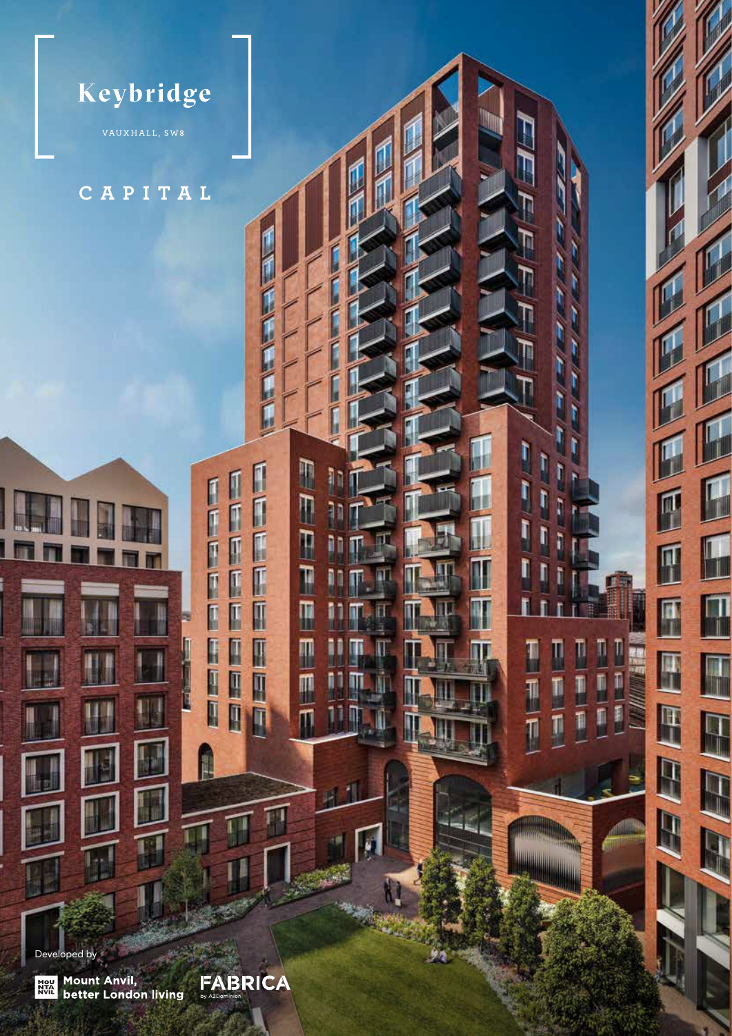# Keybridge

VAUXHALL, SW8

CAPITAL

Developed by

Mount Anvil, better London living

FABRICA by A2Dominion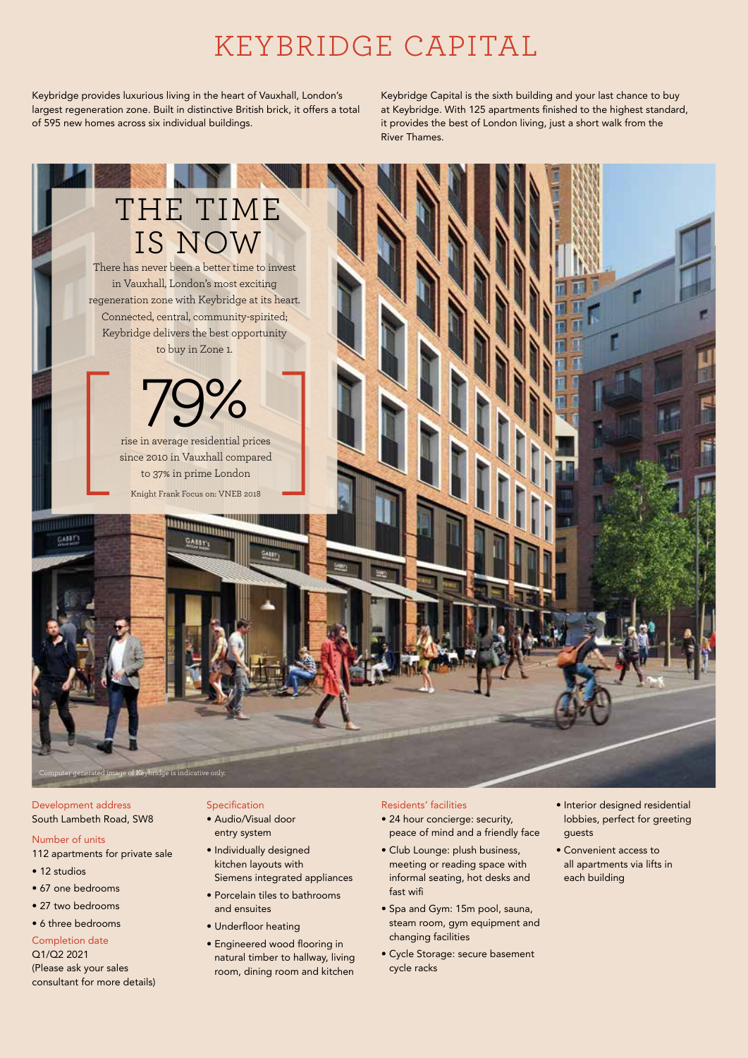# KEYBRIDGE CAPITAL

Keybridge provides luxurious living in the heart of Vauxhall, London's largest regeneration zone. Built in distinctive British brick, it offers a total of 595 new homes across six individual buildings.

Keybridge Capital is the sixth building and your last chance to buy at Keybridge. With 125 apartments finished to the highest standard, it provides the best of London living, just a short walk from the River Thames.

## THE TIME IS NOW

There has never been a better time to invest in Vauxhall, London's most exciting regeneration zone with Keybridge at its heart. Connected, central, community-spirited; Keybridge delivers the best opportunity to buy in Zone 1.

**79%**

rise in average residential prices since 2010 in Vauxhall compared to 37% in prime London

Knight Frank Focus on: VNEB 2018

Computer generated image of Keybridge is indicative only.

### Development address

South Lambeth Road, SW8

### Number of units

112 apartments for private sale

- 12 studios
- 67 one bedrooms
- 27 two bedrooms
- 6 three bedrooms

### Completion date

Q1/Q2 2021
(Please ask your sales consultant for more details)

### Specification

- Audio/Visual door entry system
- Individually designed kitchen layouts with Siemens integrated appliances
- Porcelain tiles to bathrooms and ensuites
- Underfloor heating
- Engineered wood flooring in natural timber to hallway, living room, dining room and kitchen

### Residents' facilities

- 24 hour concierge: security, peace of mind and a friendly face
- Club Lounge: plush business, meeting or reading space with informal seating, hot desks and fast wifi
- Spa and Gym: 15m pool, sauna, steam room, gym equipment and changing facilities
- Cycle Storage: secure basement cycle racks
- Interior designed residential lobbies, perfect for greeting guests
- Convenient access to all apartments via lifts in each building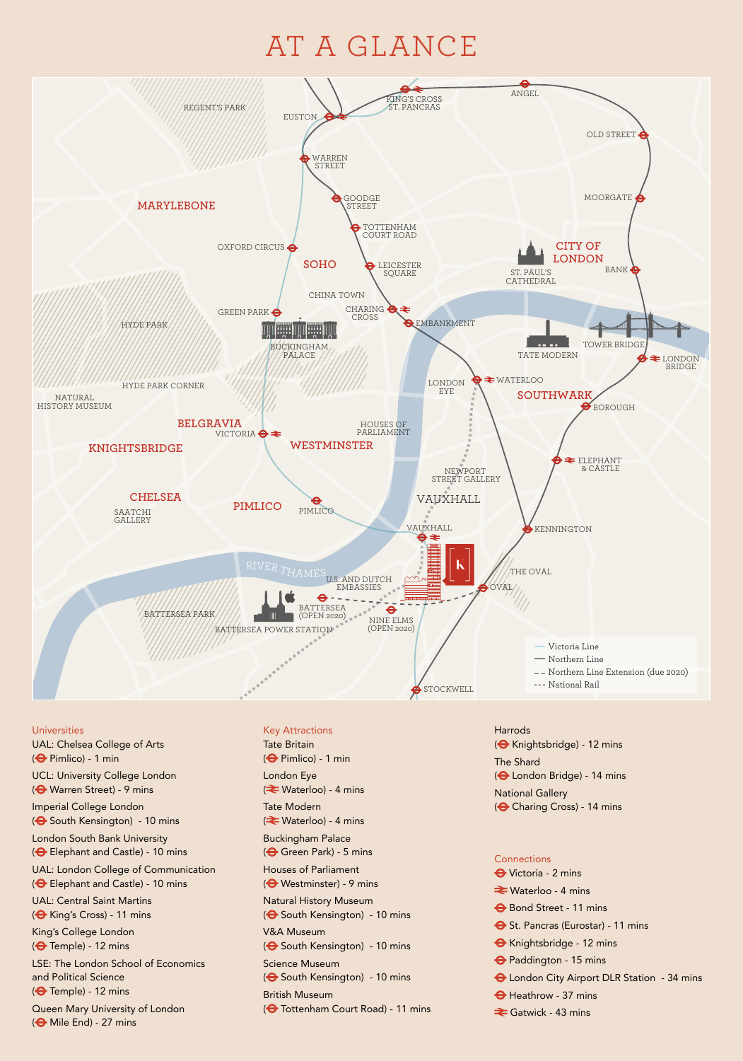# AT A GLANCE

Victoria Line
Northern Line
Northern Line Extension (due 2020)
National Rail

### Universities

UAL: Chelsea College of Arts
(Pimlico) - 1 min

UCL: University College London
(Warren Street) - 9 mins

Imperial College London
(South Kensington) - 10 mins

London South Bank University
(Elephant and Castle) - 10 mins

UAL: London College of Communication
(Elephant and Castle) - 10 mins

UAL: Central Saint Martins
(King's Cross) - 11 mins

King's College London
(Temple) - 12 mins

LSE: The London School of Economics and Political Science
(Temple) - 12 mins

Queen Mary University of London
(Mile End) - 27 mins

### Key Attractions

Tate Britain
(Pimlico) - 1 min

London Eye
(Waterloo) - 4 mins

Tate Modern
(Waterloo) - 4 mins

Buckingham Palace
(Green Park) - 5 mins

Houses of Parliament
(Westminster) - 9 mins

Natural History Museum
(South Kensington) - 10 mins

V&A Museum
(South Kensington) - 10 mins

Science Museum
(South Kensington) - 10 mins

British Museum
(Tottenham Court Road) - 11 mins

Harrods
(Knightsbridge) - 12 mins

The Shard
(London Bridge) - 14 mins

National Gallery
(Charing Cross) - 14 mins

### Connections

Victoria - 2 mins

Waterloo - 4 mins

Bond Street - 11 mins

St. Pancras (Eurostar) - 11 mins

Knightsbridge - 12 mins

Paddington - 15 mins

London City Airport DLR Station - 34 mins

Heathrow - 37 mins

Gatwick - 43 mins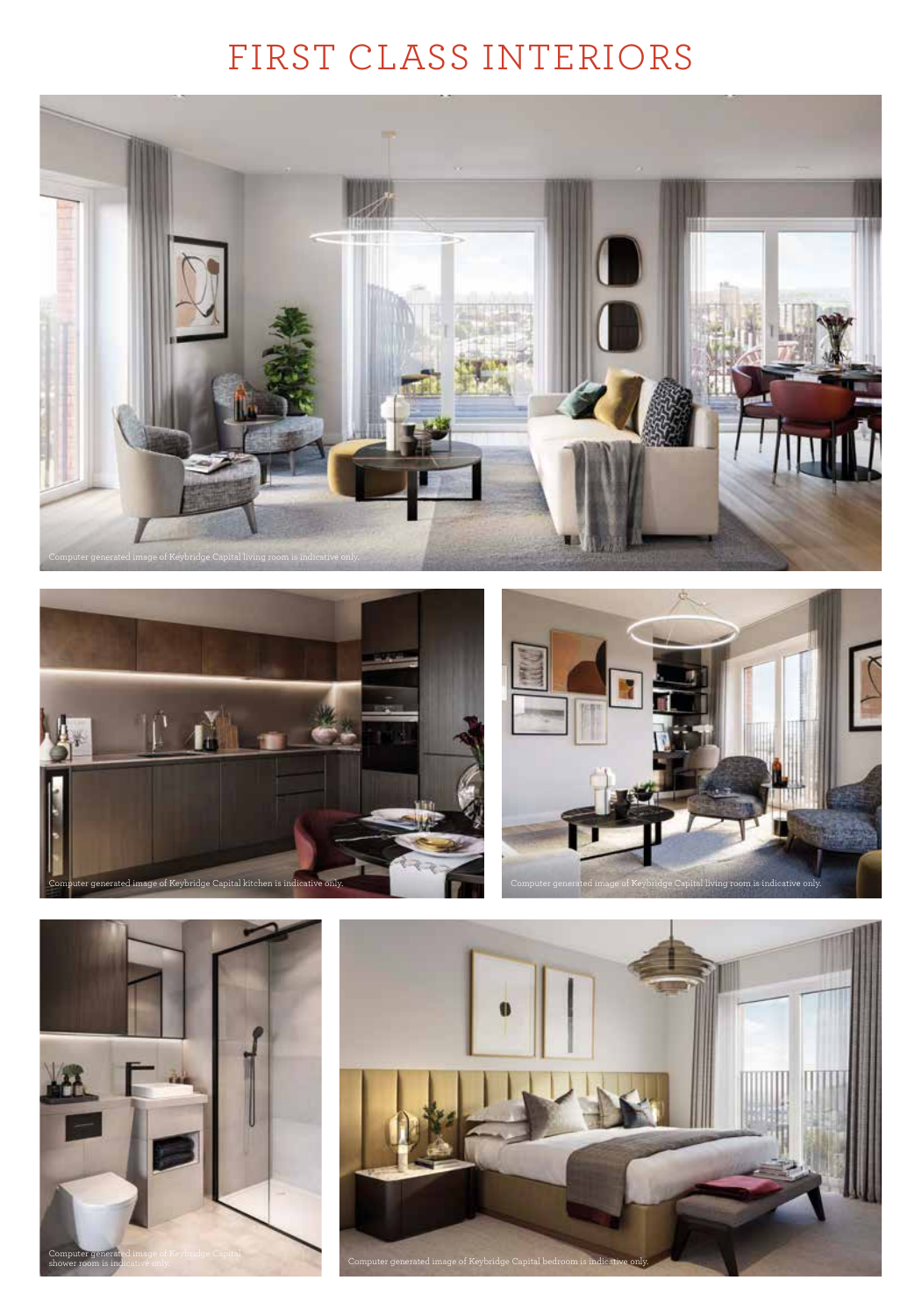# FIRST CLASS INTERIORS

Computer generated image of Keybridge Capital living room is indicative only.

Computer generated image of Keybridge Capital kitchen is indicative only.

Computer generated image of Keybridge Capital living room is indicative only.

Computer generated image of Keybridge Capital shower room is indicative only.

Computer generated image of Keybridge Capital bedroom is indicative only.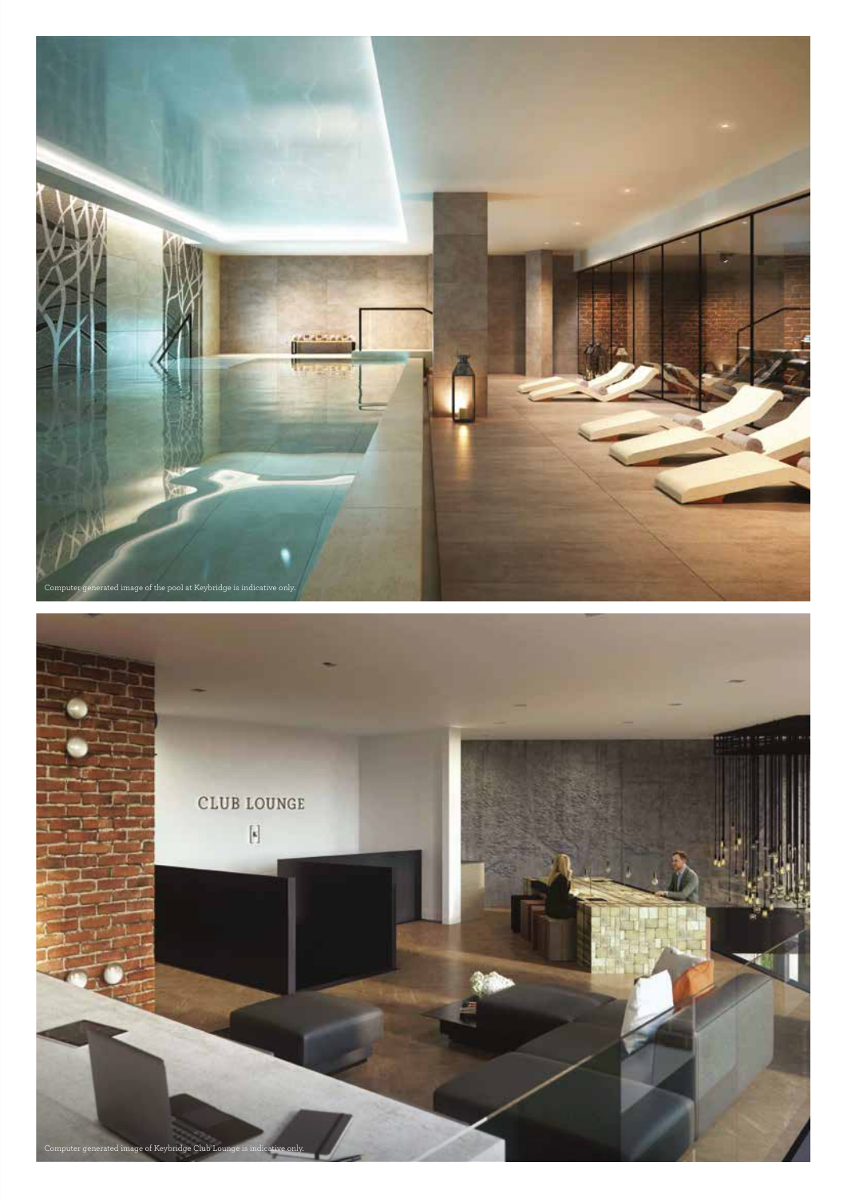Computer generated image of the pool at Keybridge is indicative only.

Computer generated image of Keybridge Club Lounge is indicative only.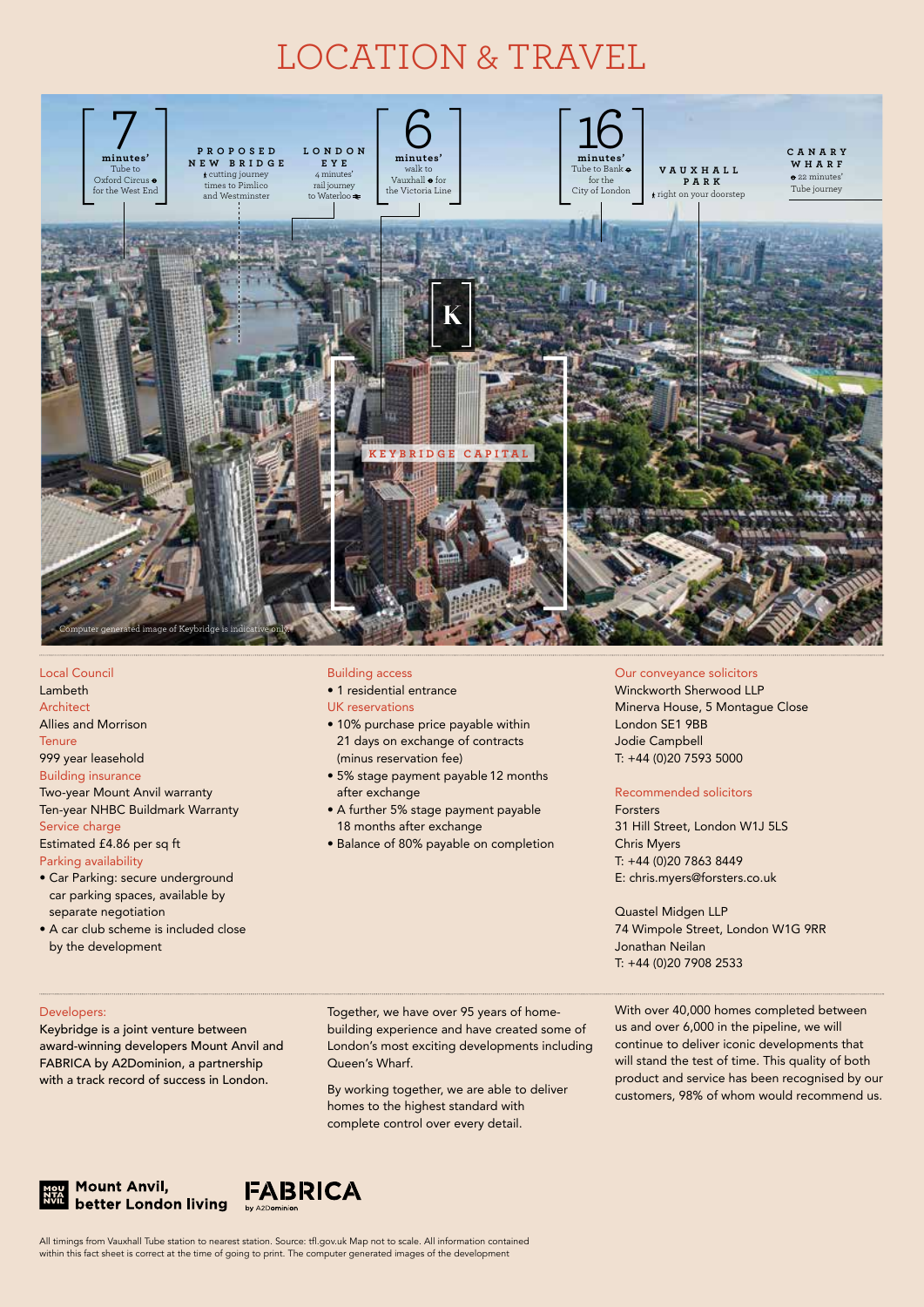# LOCATION & TRAVEL

7 minutes' Tube to Oxford Circus for the West End

PROPOSED NEW BRIDGE cutting journey times to Pimlico and Westminster

LONDON EYE 4 minutes' rail journey to Waterloo

6 minutes' walk to Vauxhall for the Victoria Line

16 minutes' Tube to Bank for the City of London

VAUXHALL PARK right on your doorstep

CANARY WHARF 22 minutes' Tube journey

K

KEYBRIDGE CAPITAL

Computer generated image of Keybridge is indicative only.

**Local Council**
Lambeth

**Architect**
Allies and Morrison

**Tenure**
999 year leasehold

**Building insurance**
Two-year Mount Anvil warranty
Ten-year NHBC Buildmark Warranty

**Service charge**
Estimated £4.86 per sq ft

**Parking availability**

- Car Parking: secure underground car parking spaces, available by separate negotiation
- A car club scheme is included close by the development

**Building access**

- 1 residential entrance

**UK reservations**

- 10% purchase price payable within 21 days on exchange of contracts (minus reservation fee)
- 5% stage payment payable 12 months after exchange
- A further 5% stage payment payable 18 months after exchange
- Balance of 80% payable on completion

**Our conveyance solicitors**
Winckworth Sherwood LLP
Minerva House, 5 Montague Close
London SE1 9BB
Jodie Campbell
T: +44 (0)20 7593 5000

**Recommended solicitors**
Forsters
31 Hill Street, London W1J 5LS
Chris Myers
T: +44 (0)20 7863 8449
E: chris.myers@forsters.co.uk

Quastel Midgen LLP
74 Wimpole Street, London W1G 9RR
Jonathan Neilan
T: +44 (0)20 7908 2533

**Developers:**
Keybridge is a joint venture between award-winning developers Mount Anvil and FABRICA by A2Dominion, a partnership with a track record of success in London.

Together, we have over 95 years of home-building experience and have created some of London's most exciting developments including Queen's Wharf.

By working together, we are able to deliver homes to the highest standard with complete control over every detail.

With over 40,000 homes completed between us and over 6,000 in the pipeline, we will continue to deliver iconic developments that will stand the test of time. This quality of both product and service has been recognised by our customers, 98% of whom would recommend us.

Mount Anvil, better London living

FABRICA by A2Dominion

All timings from Vauxhall Tube station to nearest station. Source: tfl.gov.uk Map not to scale. All information contained within this fact sheet is correct at the time of going to print. The computer generated images of the development